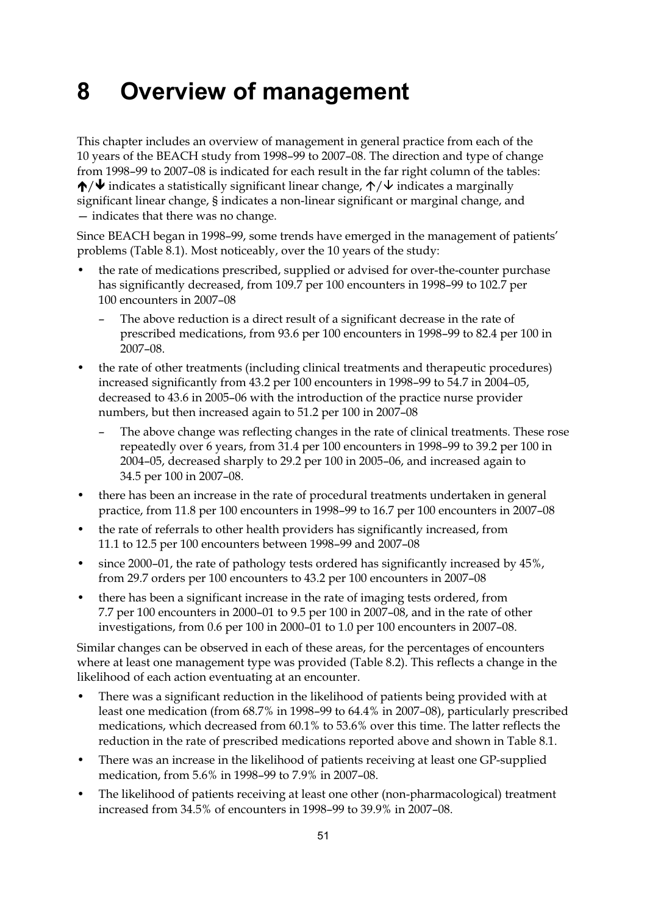// Chapter 8 overview text: bulleted list with nested dashes

# 8 Overview of management

This chapter includes an overview of management in general practice from each of the 10 years of the BEACH study from 1998–99 to 2007–08. The direction and type of change from 1998–99 to 2007–08 is indicated for each result in the far right column of the tables: **↑**/**↓** indicates a statistically significant linear change, ↑/↓ indicates a marginally significant linear change, § indicates a non-linear significant or marginal change, and — indicates that there was no change.

Since BEACH began in 1998–99, some trends have emerged in the management of patients' problems (Table 8.1). Most noticeably, over the 10 years of the study:

- the rate of medications prescribed, supplied or advised for over-the-counter purchase has significantly decreased, from 109.7 per 100 encounters in 1998–99 to 102.7 per 100 encounters in 2007–08
  - The above reduction is a direct result of a significant decrease in the rate of prescribed medications, from 93.6 per 100 encounters in 1998–99 to 82.4 per 100 in 2007–08.
- the rate of other treatments (including clinical treatments and therapeutic procedures) increased significantly from 43.2 per 100 encounters in 1998–99 to 54.7 in 2004–05, decreased to 43.6 in 2005–06 with the introduction of the practice nurse provider numbers, but then increased again to 51.2 per 100 in 2007–08
  - The above change was reflecting changes in the rate of clinical treatments. These rose repeatedly over 6 years, from 31.4 per 100 encounters in 1998–99 to 39.2 per 100 in 2004–05, decreased sharply to 29.2 per 100 in 2005–06, and increased again to 34.5 per 100 in 2007–08.
- there has been an increase in the rate of procedural treatments undertaken in general practice, from 11.8 per 100 encounters in 1998–99 to 16.7 per 100 encounters in 2007–08
- the rate of referrals to other health providers has significantly increased, from 11.1 to 12.5 per 100 encounters between 1998–99 and 2007–08
- since 2000–01, the rate of pathology tests ordered has significantly increased by 45%, from 29.7 orders per 100 encounters to 43.2 per 100 encounters in 2007–08
- there has been a significant increase in the rate of imaging tests ordered, from 7.7 per 100 encounters in 2000–01 to 9.5 per 100 in 2007–08, and in the rate of other investigations, from 0.6 per 100 in 2000–01 to 1.0 per 100 encounters in 2007–08.

Similar changes can be observed in each of these areas, for the percentages of encounters where at least one management type was provided (Table 8.2). This reflects a change in the likelihood of each action eventuating at an encounter.

- There was a significant reduction in the likelihood of patients being provided with at least one medication (from 68.7% in 1998–99 to 64.4% in 2007–08), particularly prescribed medications, which decreased from 60.1% to 53.6% over this time. The latter reflects the reduction in the rate of prescribed medications reported above and shown in Table 8.1.
- There was an increase in the likelihood of patients receiving at least one GP-supplied medication, from 5.6% in 1998–99 to 7.9% in 2007–08.
- The likelihood of patients receiving at least one other (non-pharmacological) treatment increased from 34.5% of encounters in 1998–99 to 39.9% in 2007–08.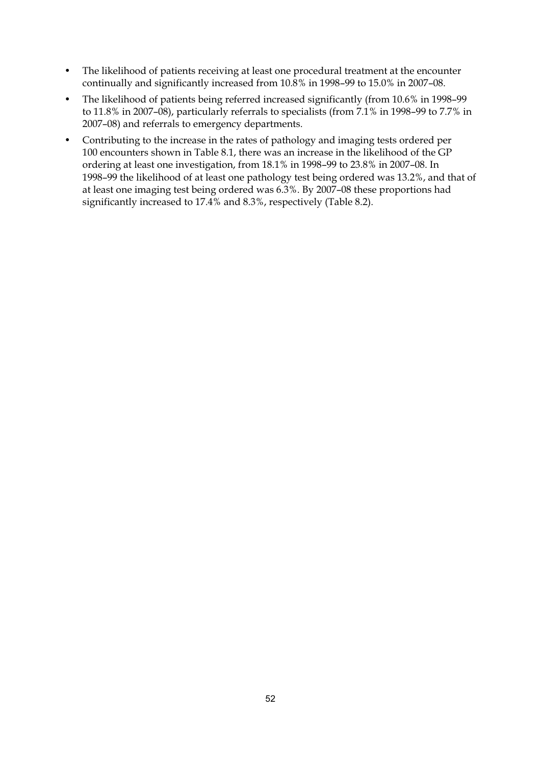- The likelihood of patients receiving at least one procedural treatment at the encounter continually and significantly increased from 10.8% in 1998–99 to 15.0% in 2007–08.
- The likelihood of patients being referred increased significantly (from 10.6% in 1998–99 to 11.8% in 2007–08), particularly referrals to specialists (from 7.1% in 1998–99 to 7.7% in 2007–08) and referrals to emergency departments.
- Contributing to the increase in the rates of pathology and imaging tests ordered per 100 encounters shown in Table 8.1, there was an increase in the likelihood of the GP ordering at least one investigation, from 18.1% in 1998–99 to 23.8% in 2007–08. In 1998–99 the likelihood of at least one pathology test being ordered was 13.2%, and that of at least one imaging test being ordered was 6.3%. By 2007–08 these proportions had significantly increased to 17.4% and 8.3%, respectively (Table 8.2).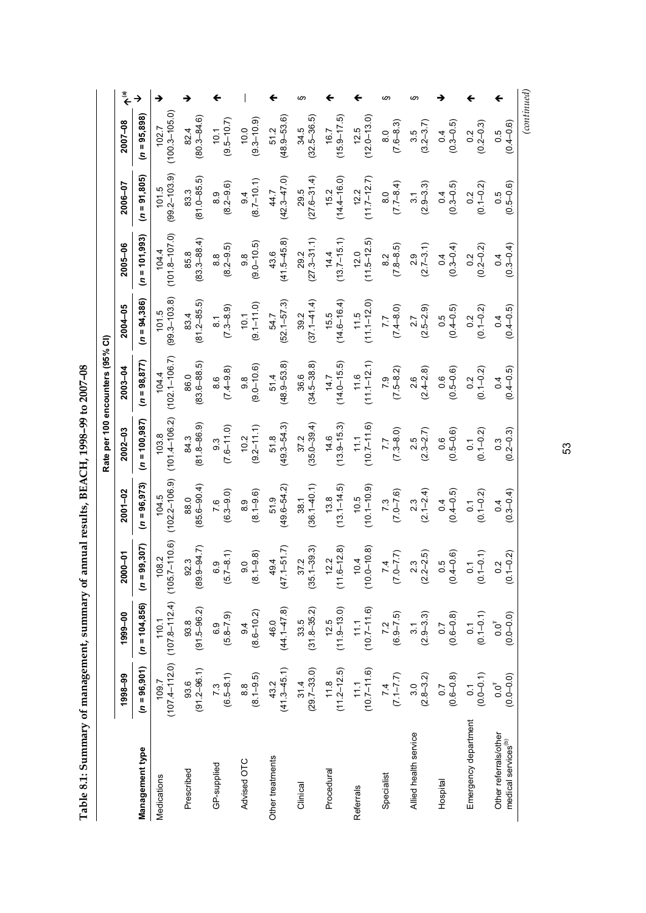**Table 8.1: Summary of management, summary of annual results, BEACH, 1998–99 to 2007–08**

| | Rate per 100 encounters (95% CI) | | | | | | | | | | |
|---|---|---|---|---|---|---|---|---|---|---|---|
| | 1998–99 | 1999–00 | 2000–01 | 2001–02 | 2002–03 | 2003–04 | 2004–05 | 2005–06 | 2006–07 | 2007–08 | ↑↓[(a)] |
| **Management type** | ***(n = 96,901)*** | ***(n = 104,856)*** | ***(n = 99,307)*** | ***(n = 96,973)*** | ***(n = 100,987)*** | ***(n = 98,877)*** | ***(n = 94,386)*** | ***(n = 101,993)*** | ***(n = 91,805)*** | ***(n = 95,898)*** | |
| Medications | 109.7 (107.4–112.0) | 110.1 (107.8–112.4) | 108.2 (105.7–110.6) | 104.5 (102.2–106.9) | 103.8 (101.4–106.2) | 104.4 (102.1–106.7) | 101.5 (99.3–103.8) | 104.4 (101.8–107.0) | 101.5 (99.2–103.9) | 102.7 (100.3–105.0) | ↓ |
| Prescribed | 93.6 (91.2–96.1) | 93.8 (91.5–96.2) | 92.3 (89.9–94.7) | 88.0 (85.6–90.4) | 84.3 (81.8–86.9) | 86.0 (83.6–88.5) | 83.4 (81.2–85.5) | 85.8 (83.3–88.4) | 83.3 (81.0–85.5) | 82.4 (80.3–84.6) | ↓ |
| GP-supplied | 7.3 (6.5–8.1) | 6.9 (5.8–7.9) | 6.9 (5.7–8.1) | 7.6 (6.3–9.0) | 9.3 (7.6–11.0) | 8.6 (7.4–9.8) | 8.1 (7.3–8.9) | 8.8 (8.2–9.5) | 8.9 (8.2–9.6) | 10.1 (9.5–10.7) | ↑ |
| Advised OTC | 8.8 (8.1–9.5) | 9.4 (8.6–10.2) | 9.0 (8.1–9.8) | 8.9 (8.1–9.6) | 10.2 (9.2–11.1) | 9.8 (9.0–10.6) | 10.1 (9.1–11.0) | 9.8 (9.0–10.5) | 9.4 (8.7–10.1) | 10.0 (9.3–10.9) | — |
| Other treatments | 43.2 (41.3–45.1) | 46.0 (44.1–47.8) | 49.4 (47.1–51.7) | 51.9 (49.6–54.2) | 51.8 (49.3–54.3) | 51.4 (48.9–53.8) | 54.7 (52.1–57.3) | 43.6 (41.5–45.8) | 44.7 (42.3–47.0) | 51.2 (48.9–53.6) | ↑ |
| Clinical | 31.4 (29.7–33.0) | 33.5 (31.8–35.2) | 37.2 (35.1–39.3) | 38.1 (36.1–40.1) | 37.2 (35.0–39.4) | 36.6 (34.5–38.8) | 39.2 (37.1–41.4) | 29.2 (27.3–31.1) | 29.5 (27.6–31.4) | 34.5 (32.5–36.5) | § |
| Procedural | 11.8 (11.2–12.5) | 12.5 (11.9–13.0) | 12.2 (11.6–12.8) | 13.8 (13.1–14.5) | 14.6 (13.9–15.3) | 14.7 (14.0–15.5) | 15.5 (14.6–16.4) | 14.4 (13.7–15.1) | 15.2 (14.4–16.0) | 16.7 (15.9–17.5) | ↑ |
| Referrals | 11.1 (10.7–11.6) | 11.1 (10.7–11.6) | 10.4 (10.0–10.8) | 10.5 (10.1–10.9) | 11.1 (10.7–11.6) | 11.6 (11.1–12.1) | 11.5 (11.1–12.0) | 12.0 (11.5–12.5) | 12.2 (11.7–12.7) | 12.5 (12.0–13.0) | ↑ |
| Specialist | 7.4 (7.1–7.7) | 7.2 (6.9–7.5) | 7.4 (7.0–7.7) | 7.3 (7.0–7.6) | 7.7 (7.3–8.0) | 7.9 (7.5–8.2) | 7.7 (7.4–8.0) | 8.2 (7.8–8.5) | 8.0 (7.7–8.4) | 8.0 (7.6–8.3) | § |
| Allied health service | 3.0 (2.8–3.2) | 3.1 (2.9–3.3) | 2.3 (2.2–2.5) | 2.3 (2.1–2.4) | 2.5 (2.3–2.7) | 2.6 (2.4–2.8) | 2.7 (2.5–2.9) | 2.9 (2.7–3.1) | 3.1 (2.9–3.3) | 3.5 (3.2–3.7) | § |
| Hospital | 0.7 (0.6–0.8) | 0.7 (0.6–0.8) | 0.5 (0.4–0.6) | 0.4 (0.4–0.5) | 0.6 (0.5–0.6) | 0.6 (0.5–0.6) | 0.5 (0.4–0.5) | 0.4 (0.3–0.4) | 0.4 (0.3–0.5) | 0.4 (0.3–0.5) | ↓ |
| Emergency department | 0.1 (0.0–0.1) | 0.1 (0.1–0.1) | 0.1 (0.1–0.1) | 0.1 (0.1–0.2) | 0.1 (0.1–0.2) | 0.2 (0.1–0.2) | 0.2 (0.1–0.2) | 0.2 (0.2–0.2) | 0.2 (0.1–0.2) | 0.2 (0.2–0.3) | ↑ |
| Other referrals/other medical services[(b)] | 0.0[†] (0.0–0.0) | 0.0[†] (0.0–0.0) | 0.2 (0.1–0.2) | 0.4 (0.3–0.4) | 0.3 (0.2–0.3) | 0.4 (0.4–0.5) | 0.4 (0.4–0.5) | 0.4 (0.3–0.4) | 0.5 (0.5–0.6) | 0.5 (0.4–0.6) | ↑ |

*(continued)*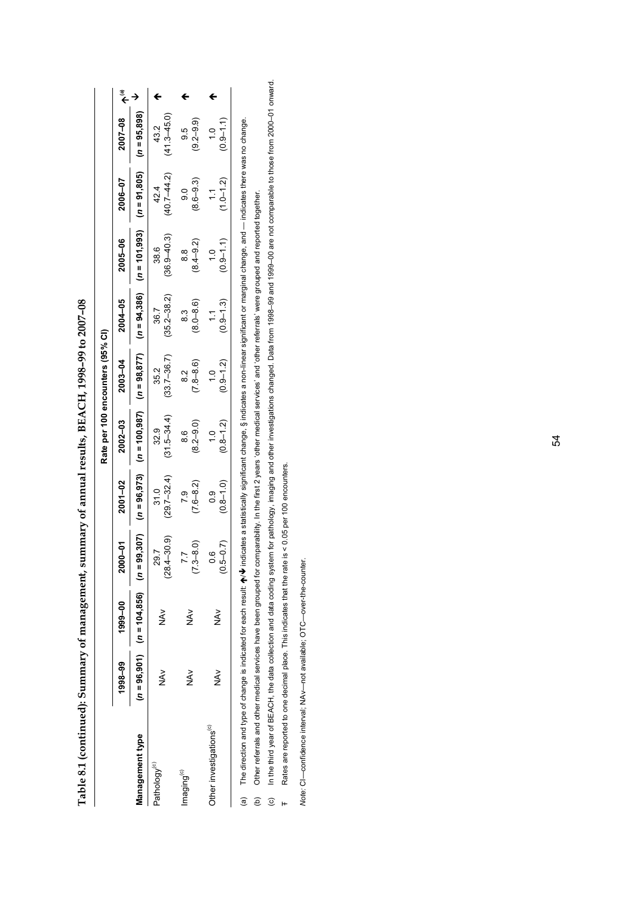**Table 8.1 (continued): Summary of management, summary of annual results, BEACH, 1998–99 to 2007–08**

| | Rate per 100 encounters (95% CI) | | | | | | | | | | |
|---|---|---|---|---|---|---|---|---|---|---|---|
| | 1998–99 | 1999–00 | 2000–01 | 2001–02 | 2002–03 | 2003–04 | 2004–05 | 2005–06 | 2006–07 | 2007–08 | ↑↓[(a)] |
| **Management type** | (*n* = 96,901) | (*n* = 104,856) | (*n* = 99,307) | (*n* = 96,973) | (*n* = 100,987) | (*n* = 98,877) | (*n* = 94,386) | (*n* = 101,993) | (*n* = 91,805) | (*n* = 95,898) | |
| Pathology[(c)] | NAv | NAv | 29.7 (28.4–30.9) | 31.0 (29.7–32.4) | 32.9 (31.5–34.4) | 35.2 (33.7–36.7) | 36.7 (35.2–38.2) | 38.6 (36.9–40.3) | 42.4 (40.7–44.2) | 43.2 (41.3–45.0) | ↑ |
| Imaging[(c)] | NAv | NAv | 7.7 (7.3–8.0) | 7.9 (7.6–8.2) | 8.6 (8.2–9.0) | 8.2 (7.8–8.6) | 8.3 (8.0–8.6) | 8.8 (8.4–9.2) | 9.0 (8.6–9.3) | 9.5 (9.2–9.9) | ↑ |
| Other investigations[(c)] | NAv | NAv | 0.6 (0.5–0.7) | 0.9 (0.8–1.0) | 1.0 (0.8–1.2) | 1.0 (0.9–1.2) | 1.1 (0.9–1.3) | 1.0 (0.9–1.1) | 1.1 (1.0–1.2) | 1.0 (0.9–1.1) | ↑ |

(a) The direction and type of change is indicated for each result: ↑/↓ indicates a statistically significant change, § indicates a non-linear significant or marginal change, and — indicates there was no change.

(b) Other referrals and other medical services have been grouped for comparability. In the first 2 years 'other medical services' and 'other referrals' were grouped and reported together.

(c) In the third year of BEACH, the data collection and data coding system for pathology, imaging and other investigations changed. Data from 1998–99 and 1999–00 are not comparable to those from 2000–01 onward.

ǂ Rates are reported to one decimal place. This indicates that the rate is < 0.05 per 100 encounters.

*Note:* CI—confidence interval; NAv—not available; OTC—over-the-counter.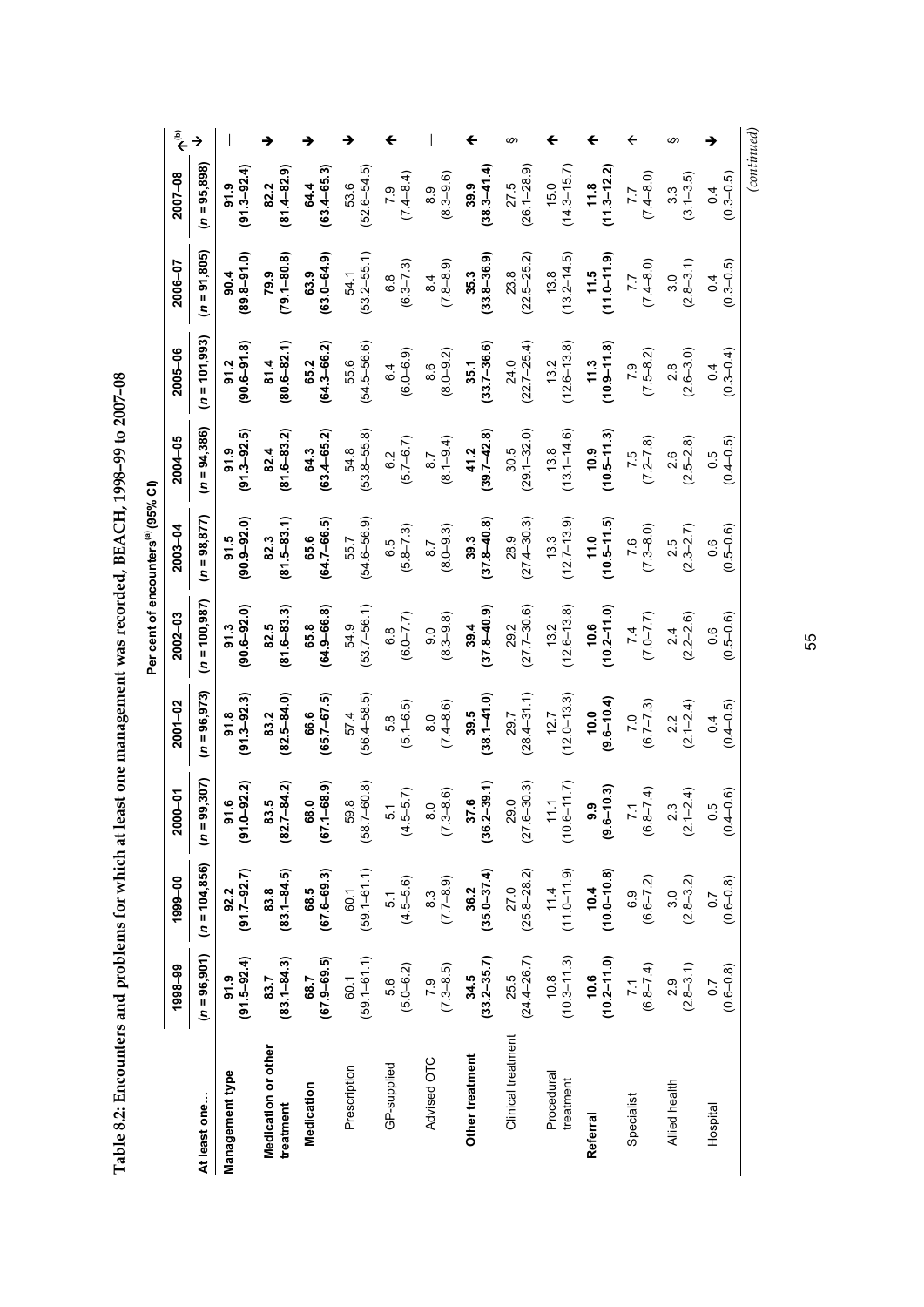**Table 8.2: Encounters and problems for which at least one management was recorded, BEACH, 1998–99 to 2007–08**

| | Per cent of encounters[(a)] (95% CI) | | | | | | | | | | |
|---|---|---|---|---|---|---|---|---|---|---|---|
| | 1998–99 | 1999–00 | 2000–01 | 2001–02 | 2002–03 | 2003–04 | 2004–05 | 2005–06 | 2006–07 | 2007–08 | ↑↓[(b)] |
| **At least one...** | (n = 96,901) | (n = 104,856) | (n = 99,307) | (n = 96,973) | (n = 100,987) | (n = 98,877) | (n = 94,386) | (n = 101,993) | (n = 91,805) | (n = 95,898) | |
| **Management type** | **91.9** (91.5–92.4) | **92.2** (91.7–92.7) | **91.6** (91.0–92.2) | **91.8** (91.3–92.3) | **91.3** (90.6–92.0) | **91.5** (90.9–92.0) | **91.9** (91.3–92.5) | **91.2** (90.6–91.8) | **90.4** (89.8–91.0) | **91.9** (91.3–92.4) | — |
| **Medication or other treatment** | **83.7** (83.1–84.3) | **83.8** (83.1–84.5) | **83.5** (82.7–84.2) | **83.2** (82.5–84.0) | **82.5** (81.6–83.3) | **82.3** (81.5–83.1) | **82.4** (81.6–83.2) | **81.4** (80.6–82.1) | **79.9** (79.1–80.8) | **82.2** (81.4–82.9) | ↓ |
| **Medication** | **68.7** (67.9–69.5) | **68.5** (67.6–69.3) | **68.0** (67.1–68.9) | **66.6** (65.7–67.5) | **65.8** (64.9–66.8) | **65.6** (64.7–66.5) | **64.3** (63.4–65.2) | **65.2** (64.3–66.2) | **63.9** (63.0–64.9) | **64.4** (63.4–65.3) | ↓ |
| Prescription | 60.1 (59.1–61.1) | 60.1 (59.1–61.1) | 59.8 (58.7–60.8) | 57.4 (56.4–58.5) | 54.9 (53.7–56.1) | 55.7 (54.6–56.9) | 54.8 (53.8–55.8) | 55.6 (54.5–56.6) | 54.1 (53.2–55.1) | 53.6 (52.6–54.5) | ↓ |
| GP-supplied | 5.6 (5.0–6.2) | 5.1 (4.5–5.6) | 5.1 (4.5–5.7) | 5.8 (5.1–6.5) | 6.8 (6.0–7.7) | 6.5 (5.8–7.3) | 6.2 (5.7–6.7) | 6.4 (6.0–6.9) | 6.8 (6.3–7.3) | 7.9 (7.4–8.4) | ↑ |
| Advised OTC | 7.9 (7.3–8.5) | 8.3 (7.7–8.9) | 8.0 (7.3–8.6) | 8.0 (7.4–8.6) | 9.0 (8.3–9.8) | 8.7 (8.0–9.3) | 8.7 (8.1–9.4) | 8.6 (8.0–9.2) | 8.4 (7.8–8.9) | 8.9 (8.3–9.6) | — |
| **Other treatment** | **34.5** (33.2–35.7) | **36.2** (35.0–37.4) | **37.6** (36.2–39.1) | **39.5** (38.1–41.0) | **39.4** (37.8–40.9) | **39.3** (37.8–40.8) | **41.2** (39.7–42.8) | **35.1** (33.7–36.6) | **35.3** (33.8–36.9) | **39.9** (38.3–41.4) | ↑ |
| Clinical treatment | 25.5 (24.4–26.7) | 27.0 (25.8–28.2) | 29.0 (27.6–30.3) | 29.7 (28.4–31.1) | 29.2 (27.7–30.6) | 28.9 (27.4–30.3) | 30.5 (29.1–32.0) | 24.0 (22.7–25.4) | 23.8 (22.5–25.2) | 27.5 (26.1–28.9) | § |
| Procedural treatment | 10.8 (10.3–11.3) | 11.4 (11.0–11.9) | 11.1 (10.6–11.7) | 12.7 (12.0–13.3) | 13.2 (12.6–13.8) | 13.3 (12.7–13.9) | 13.8 (13.1–14.6) | 13.2 (12.6–13.8) | 13.8 (13.2–14.5) | 15.0 (14.3–15.7) | ↑ |
| **Referral** | **10.6** (10.2–11.0) | **10.4** (10.0–10.8) | **9.9** (9.6–10.3) | **10.0** (9.6–10.4) | **10.6** (10.2–11.0) | **11.0** (10.5–11.5) | **10.9** (10.5–11.3) | **11.3** (10.9–11.8) | **11.5** (11.0–11.9) | **11.8** (11.3–12.2) | ↑ |
| Specialist | 7.1 (6.8–7.4) | 6.9 (6.6–7.2) | 7.1 (6.8–7.4) | 7.0 (6.7–7.3) | 7.4 (7.0–7.7) | 7.6 (7.3–8.0) | 7.5 (7.2–7.8) | 7.9 (7.5–8.2) | 7.7 (7.4–8.0) | 7.7 (7.4–8.0) | ↑ |
| Allied health | 2.9 (2.8–3.1) | 3.0 (2.8–3.2) | 2.3 (2.1–2.4) | 2.2 (2.1–2.4) | 2.4 (2.2–2.6) | 2.5 (2.3–2.7) | 2.6 (2.5–2.8) | 2.8 (2.6–3.0) | 3.0 (2.8–3.1) | 3.3 (3.1–3.5) | § |
| Hospital | 0.7 (0.6–0.8) | 0.7 (0.6–0.8) | 0.5 (0.4–0.6) | 0.4 (0.4–0.5) | 0.6 (0.5–0.6) | 0.6 (0.5–0.6) | 0.5 (0.4–0.5) | 0.4 (0.3–0.4) | 0.4 (0.3–0.5) | 0.4 (0.3–0.5) | ↓ |

*(continued)*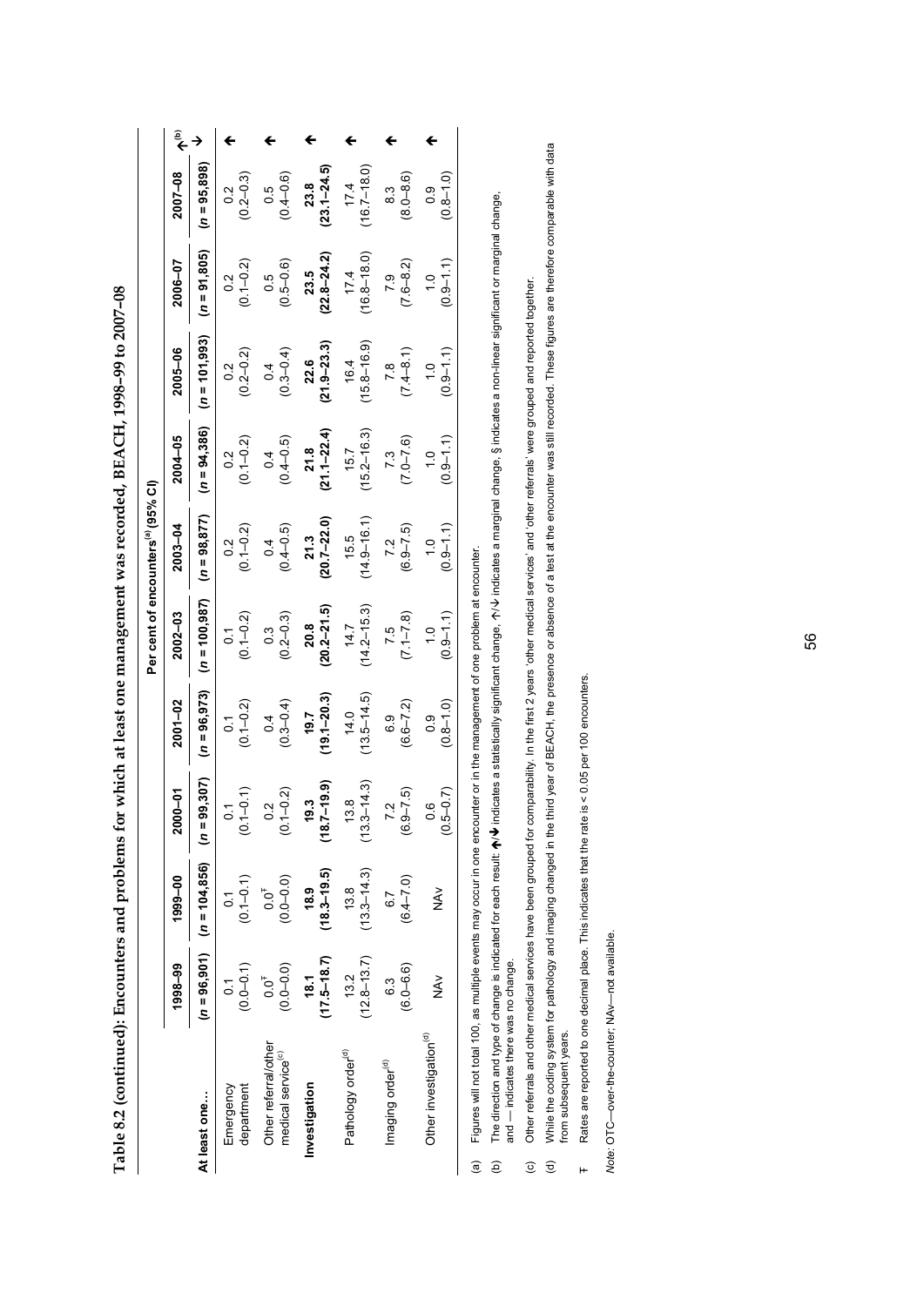**Table 8.2 (continued): Encounters and problems for which at least one management was recorded, BEACH, 1998–99 to 2007–08**

| | Per cent of encounters[(a)] (95% CI) | | | | | | | | | | |
|---|---|---|---|---|---|---|---|---|---|---|---|
| **At least one...** | **1998–99** ($n$ = 96,901) | **1999–00** ($n$ = 104,856) | **2000–01** ($n$ = 99,307) | **2001–02** ($n$ = 96,973) | **2002–03** ($n$ = 100,987) | **2003–04** ($n$ = 98,877) | **2004–05** ($n$ = 94,386) | **2005–06** ($n$ = 101,993) | **2006–07** ($n$ = 91,805) | **2007–08** ($n$ = 95,898) | ↑↓[(b)] |
| Emergency department | 0.1 (0.0–0.1) | 0.1 (0.1–0.1) | 0.1 (0.1–0.1) | 0.1 (0.1–0.2) | 0.1 (0.1–0.2) | 0.2 (0.1–0.2) | 0.2 (0.1–0.2) | 0.2 (0.2–0.2) | 0.2 (0.1–0.2) | 0.2 (0.2–0.3) | ↑ |
| Other referral/other medical service[(c)] | 0.0[Ŧ] (0.0–0.0) | 0.0[Ŧ] (0.0–0.0) | 0.2 (0.1–0.2) | 0.4 (0.3–0.4) | 0.3 (0.2–0.3) | 0.4 (0.4–0.5) | 0.4 (0.4–0.5) | 0.4 (0.3–0.4) | 0.5 (0.5–0.6) | 0.5 (0.4–0.6) | ↑ |
| **Investigation** | **18.1 (17.5–18.7)** | **18.9 (18.3–19.5)** | **19.3 (18.7–19.9)** | **19.7 (19.1–20.3)** | **20.8 (20.2–21.5)** | **21.3 (20.7–22.0)** | **21.8 (21.1–22.4)** | **22.6 (21.9–23.3)** | **23.5 (22.8–24.2)** | **23.8 (23.1–24.5)** | ↑ |
| Pathology order[(d)] | 13.2 (12.8–13.7) | 13.8 (13.3–14.3) | 13.8 (13.3–14.3) | 14.0 (13.5–14.5) | 14.7 (14.2–15.3) | 15.5 (14.9–16.1) | 15.7 (15.2–16.3) | 16.4 (15.8–16.9) | 17.4 (16.8–18.0) | 17.4 (16.7–18.0) | ↑ |
| Imaging order[(d)] | 6.3 (6.0–6.6) | 6.7 (6.4–7.0) | 7.2 (6.9–7.5) | 6.9 (6.6–7.2) | 7.5 (7.1–7.8) | 7.2 (6.9–7.5) | 7.3 (7.0–7.6) | 7.8 (7.4–8.1) | 7.9 (7.6–8.2) | 8.3 (8.0–8.6) | ↑ |
| Other investigation[(d)] | NAv | NAv | 0.6 (0.5–0.7) | 0.9 (0.8–1.0) | 1.0 (0.9–1.1) | 1.0 (0.9–1.1) | 1.0 (0.9–1.1) | 1.0 (0.9–1.1) | 1.0 (0.9–1.1) | 0.9 (0.8–1.0) | ↑ |

(a) Figures will not total 100, as multiple events may occur in one encounter or in the management of one problem at encounter.

(b) The direction and type of change is indicated for each result: ↑/↓ indicates a statistically significant change, ↑/↓ indicates a marginal change, § indicates a non-linear significant or marginal change, and — indicates there was no change.

(c) Other referrals and other medical services have been grouped for comparability. In the first 2 years 'other medical services' and 'other referrals' were grouped and reported together.

(d) While the coding system for pathology and imaging changed in the third year of BEACH, the presence or absence of a test at the encounter was still recorded. These figures are therefore comparable with data from subsequent years.

Ŧ Rates are reported to one decimal place. This indicates that the rate is < 0.05 per 100 encounters.

*Note:* OTC—over-the-counter; NAv—not available.